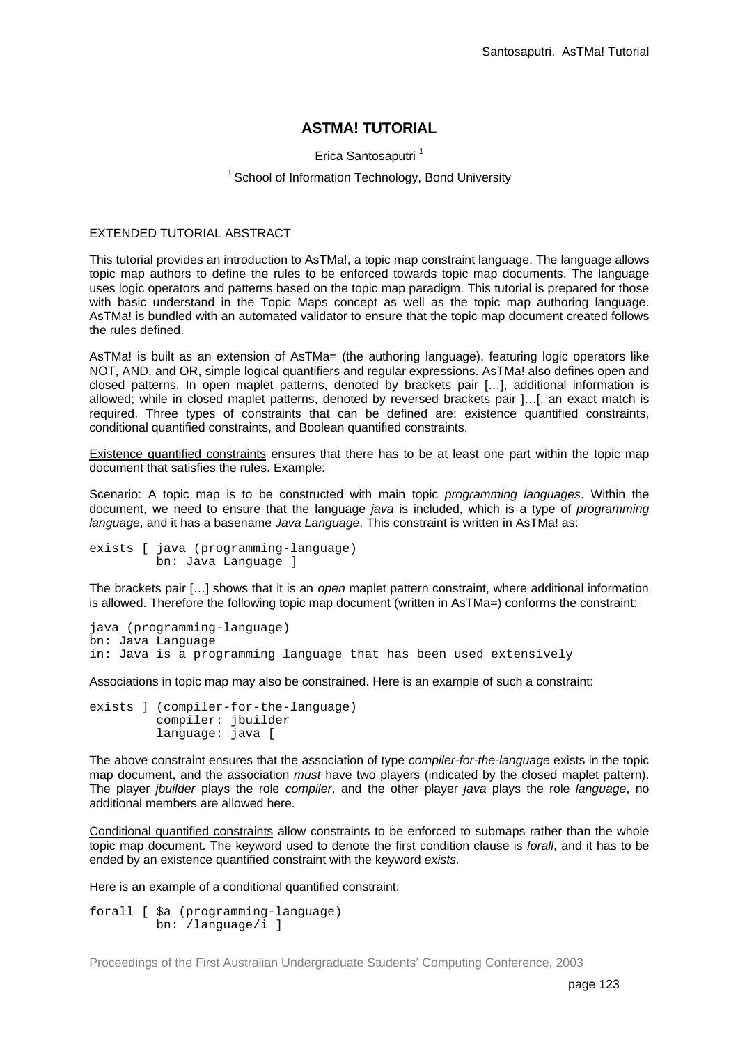# ASTMA! TUTORIAL

Erica Santosaputri [1]

[1] School of Information Technology, Bond University

EXTENDED TUTORIAL ABSTRACT

This tutorial provides an introduction to AsTMa!, a topic map constraint language. The language allows topic map authors to define the rules to be enforced towards topic map documents. The language uses logic operators and patterns based on the topic map paradigm. This tutorial is prepared for those with basic understand in the Topic Maps concept as well as the topic map authoring language. AsTMa! is bundled with an automated validator to ensure that the topic map document created follows the rules defined.

AsTMa! is built as an extension of AsTMa= (the authoring language), featuring logic operators like NOT, AND, and OR, simple logical quantifiers and regular expressions. AsTMa! also defines open and closed patterns. In open maplet patterns, denoted by brackets pair […], additional information is allowed; while in closed maplet patterns, denoted by reversed brackets pair ]…[, an exact match is required. Three types of constraints that can be defined are: existence quantified constraints, conditional quantified constraints, and Boolean quantified constraints.

<u>Existence quantified constraints</u> ensures that there has to be at least one part within the topic map document that satisfies the rules. Example:

Scenario: A topic map is to be constructed with main topic *programming languages*. Within the document, we need to ensure that the language *java* is included, which is a type of *programming language*, and it has a basename *Java Language*. This constraint is written in AsTMa! as:

```
exists [ java (programming-language)
         bn: Java Language ]
```

The brackets pair […] shows that it is an *open* maplet pattern constraint, where additional information is allowed. Therefore the following topic map document (written in AsTMa=) conforms the constraint:

```
java (programming-language)
bn: Java Language
in: Java is a programming language that has been used extensively
```

Associations in topic map may also be constrained. Here is an example of such a constraint:

```
exists ] (compiler-for-the-language)
         compiler: jbuilder
         language: java [
```

The above constraint ensures that the association of type *compiler-for-the-language* exists in the topic map document, and the association *must* have two players (indicated by the closed maplet pattern). The player *jbuilder* plays the role *compiler*, and the other player *java* plays the role *language*, no additional members are allowed here.

<u>Conditional quantified constraints</u> allow constraints to be enforced to submaps rather than the whole topic map document. The keyword used to denote the first condition clause is *forall*, and it has to be ended by an existence quantified constraint with the keyword *exists.*

Here is an example of a conditional quantified constraint:

```
forall [ $a (programming-language)
         bn: /language/i ]
```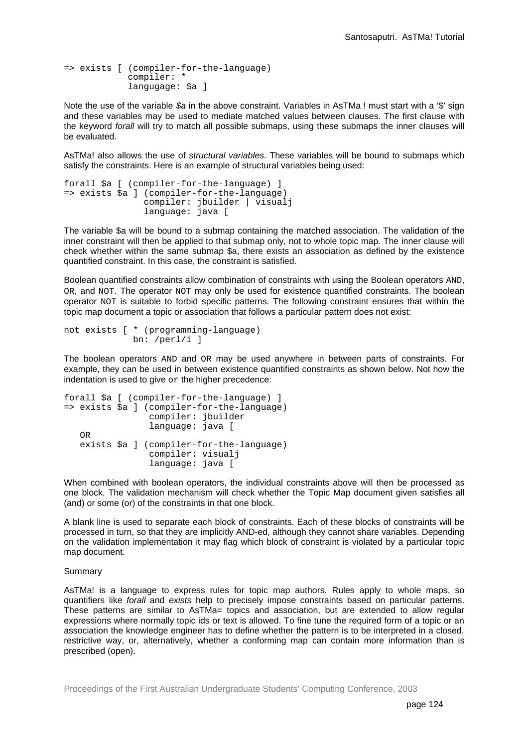```
=> exists [ (compiler-for-the-language)
            compiler: *
            langugage: $a ]
```

Note the use of the variable *$a* in the above constraint. Variables in AsTMa ! must start with a '$' sign and these variables may be used to mediate matched values between clauses. The first clause with the keyword *forall* will try to match all possible submaps, using these submaps the inner clauses will be evaluated.

AsTMa! also allows the use of *structural variables.* These variables will be bound to submaps which satisfy the constraints. Here is an example of structural variables being used:

```
forall $a [ (compiler-for-the-language) ]
=> exists $a ] (compiler-for-the-language)
               compiler: jbuilder | visualj
               language: java [
```

The variable $a will be bound to a submap containing the matched association. The validation of the inner constraint will then be applied to that submap only, not to whole topic map. The inner clause will check whether within the same submap $a, there exists an association as defined by the existence quantified constraint. In this case, the constraint is satisfied.

Boolean quantified constraints allow combination of constraints with using the Boolean operators `AND`, `OR`, and `NOT`. The operator `NOT` may only be used for existence quantified constraints. The boolean operator `NOT` is suitable to forbid specific patterns. The following constraint ensures that within the topic map document a topic or association that follows a particular pattern does not exist:

```
not exists [ * (programming-language)
             bn: /perl/i ]
```

The boolean operators `AND` and `OR` may be used anywhere in between parts of constraints. For example, they can be used in between existence quantified constraints as shown below. Not how the indentation is used to give `or` the higher precedence:

```
forall $a [ (compiler-for-the-language) ]
=> exists $a ] (compiler-for-the-language)
                compiler: jbuilder
                language: java [
   OR
   exists $a ] (compiler-for-the-language)
                compiler: visualj
                language: java [
```

When combined with boolean operators, the individual constraints above will then be processed as one block. The validation mechanism will check whether the Topic Map document given satisfies all (and) or some (or) of the constraints in that one block.

A blank line is used to separate each block of constraints. Each of these blocks of constraints will be processed in turn, so that they are implicitly AND-ed, although they cannot share variables. Depending on the validation implementation it may flag which block of constraint is violated by a particular topic map document.

Summary

AsTMa! is a language to express rules for topic map authors. Rules apply to whole maps, so quantifiers like *forall* and *exists* help to precisely impose constraints based on particular patterns. These patterns are similar to AsTMa= topics and association, but are extended to allow regular expressions where normally topic ids or text is allowed. To fine tune the required form of a topic or an association the knowledge engineer has to define whether the pattern is to be interpreted in a closed, restrictive way, or, alternatively, whether a conforming map can contain more information than is prescribed (open).